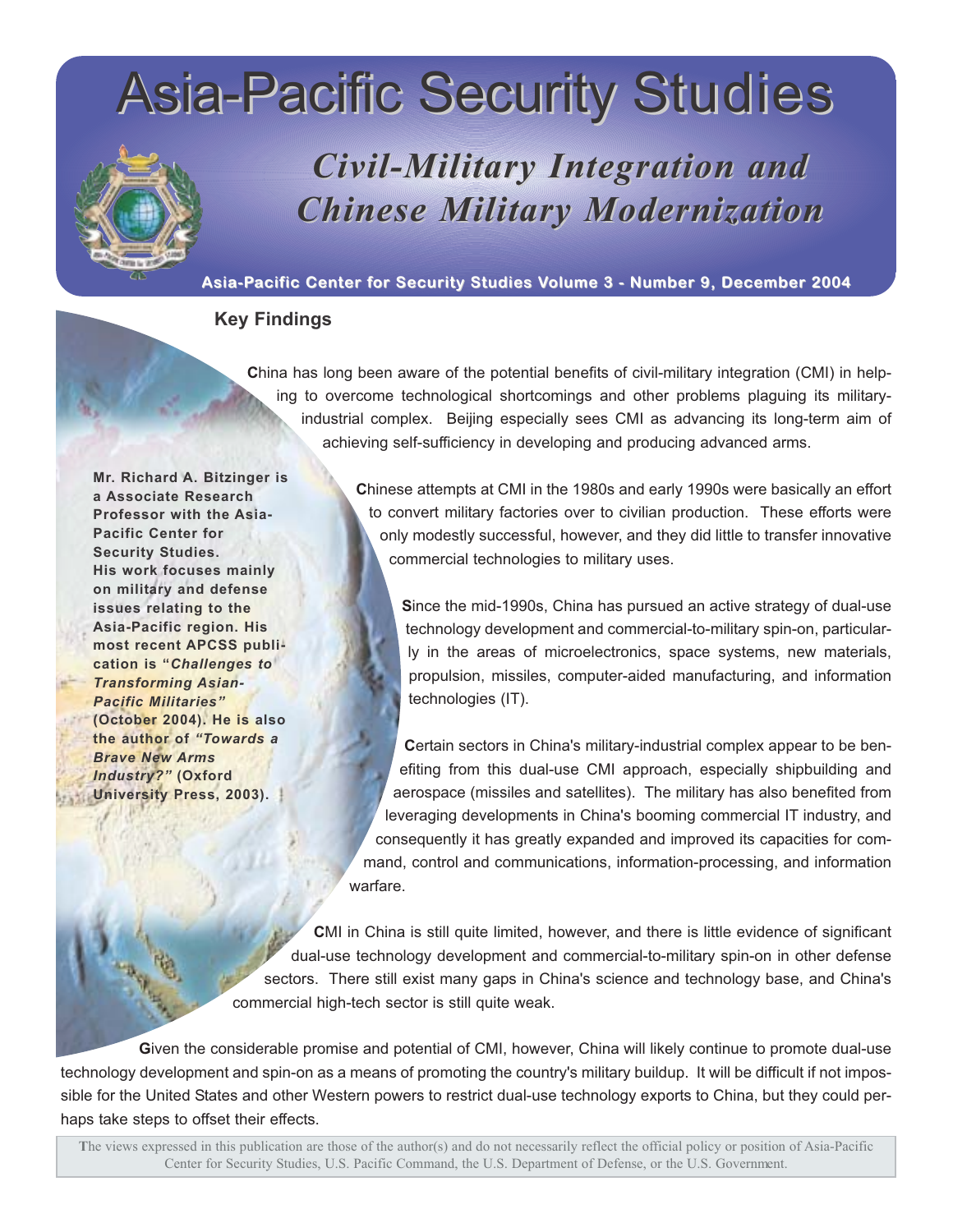# Asia-Pacific Security Studies

## *Civil-Military Integration and Chinese Military Modernization*

**Asia-Pacific Center for Security Studies Volume 3 - Number 9, December 2004**

### Key Findings

China has long been aware of the potential benefits of civil-military integration (CMI) in helping to overcome technological shortcomings and other problems plaguing its military-industrial complex. Beijing especially sees CMI as advancing its long-term aim of achieving self-sufficiency in developing and producing advanced arms.

Chinese attempts at CMI in the 1980s and early 1990s were basically an effort to convert military factories over to civilian production. These efforts were only modestly successful, however, and they did little to transfer innovative commercial technologies to military uses.

Since the mid-1990s, China has pursued an active strategy of dual-use technology development and commercial-to-military spin-on, particularly in the areas of microelectronics, space systems, new materials, propulsion, missiles, computer-aided manufacturing, and information technologies (IT).

Certain sectors in China's military-industrial complex appear to be benefiting from this dual-use CMI approach, especially shipbuilding and aerospace (missiles and satellites). The military has also benefited from leveraging developments in China's booming commercial IT industry, and consequently it has greatly expanded and improved its capacities for command, control and communications, information-processing, and information warfare.

CMI in China is still quite limited, however, and there is little evidence of significant dual-use technology development and commercial-to-military spin-on in other defense sectors. There still exist many gaps in China's science and technology base, and China's commercial high-tech sector is still quite weak.

Given the considerable promise and potential of CMI, however, China will likely continue to promote dual-use technology development and spin-on as a means of promoting the country's military buildup. It will be difficult if not impossible for the United States and other Western powers to restrict dual-use technology exports to China, but they could perhaps take steps to offset their effects.

**Mr. Richard A. Bitzinger is a Associate Research Professor with the Asia-Pacific Center for Security Studies. His work focuses mainly on military and defense issues relating to the Asia-Pacific region. His most recent APCSS publication is "*Challenges to Transforming Asian-Pacific Militaries*" (October 2004). He is also the author of *"Towards a Brave New Arms Industry?"* (Oxford University Press, 2003).**

The views expressed in this publication are those of the author(s) and do not necessarily reflect the official policy or position of Asia-Pacific Center for Security Studies, U.S. Pacific Command, the U.S. Department of Defense, or the U.S. Government.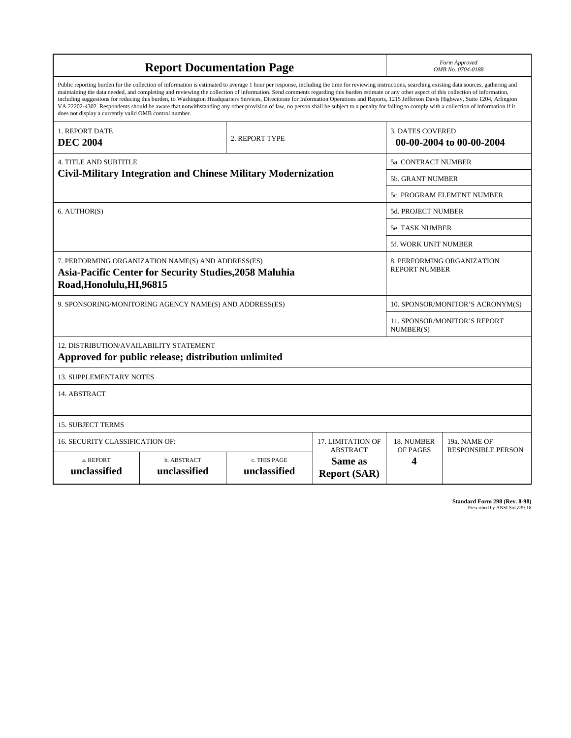# Report Documentation Page

*Form Approved*
*OMB No. 0704-0188*

Public reporting burden for the collection of information is estimated to average 1 hour per response, including the time for reviewing instructions, searching existing data sources, gathering and maintaining the data needed, and completing and reviewing the collection of information. Send comments regarding this burden estimate or any other aspect of this collection of information, including suggestions for reducing this burden, to Washington Headquarters Services, Directorate for Information Operations and Reports, 1215 Jefferson Davis Highway, Suite 1204, Arlington VA 22202-4302. Respondents should be aware that notwithstanding any other provision of law, no person shall be subject to a penalty for failing to comply with a collection of information if it does not display a currently valid OMB control number.

| 1. REPORT DATE | 2. REPORT TYPE | 3. DATES COVERED |
|---|---|---|
| **DEC 2004** | | **00-00-2004 to 00-00-2004** |

| 4. TITLE AND SUBTITLE | |
|---|---|
| **Civil-Military Integration and Chinese Military Modernization** | 5a. CONTRACT NUMBER |
| | 5b. GRANT NUMBER |
| | 5c. PROGRAM ELEMENT NUMBER |
| 6. AUTHOR(S) | 5d. PROJECT NUMBER |
| | 5e. TASK NUMBER |
| | 5f. WORK UNIT NUMBER |
| 7. PERFORMING ORGANIZATION NAME(S) AND ADDRESS(ES) **Asia-Pacific Center for Security Studies,2058 Maluhia Road,Honolulu,HI,96815** | 8. PERFORMING ORGANIZATION REPORT NUMBER |
| 9. SPONSORING/MONITORING AGENCY NAME(S) AND ADDRESS(ES) | 10. SPONSOR/MONITOR'S ACRONYM(S) |
| | 11. SPONSOR/MONITOR'S REPORT NUMBER(S) |

12. DISTRIBUTION/AVAILABILITY STATEMENT
**Approved for public release; distribution unlimited**

13. SUPPLEMENTARY NOTES

14. ABSTRACT

15. SUBJECT TERMS

| 16. SECURITY CLASSIFICATION OF: | | | 17. LIMITATION OF ABSTRACT | 18. NUMBER OF PAGES | 19a. NAME OF RESPONSIBLE PERSON |
|---|---|---|---|---|---|
| a. REPORT | b. ABSTRACT | c. THIS PAGE | | | |
| **unclassified** | **unclassified** | **unclassified** | **Same as Report (SAR)** | **4** | |

**Standard Form 298 (Rev. 8-98)**
Prescribed by ANSI Std Z39-18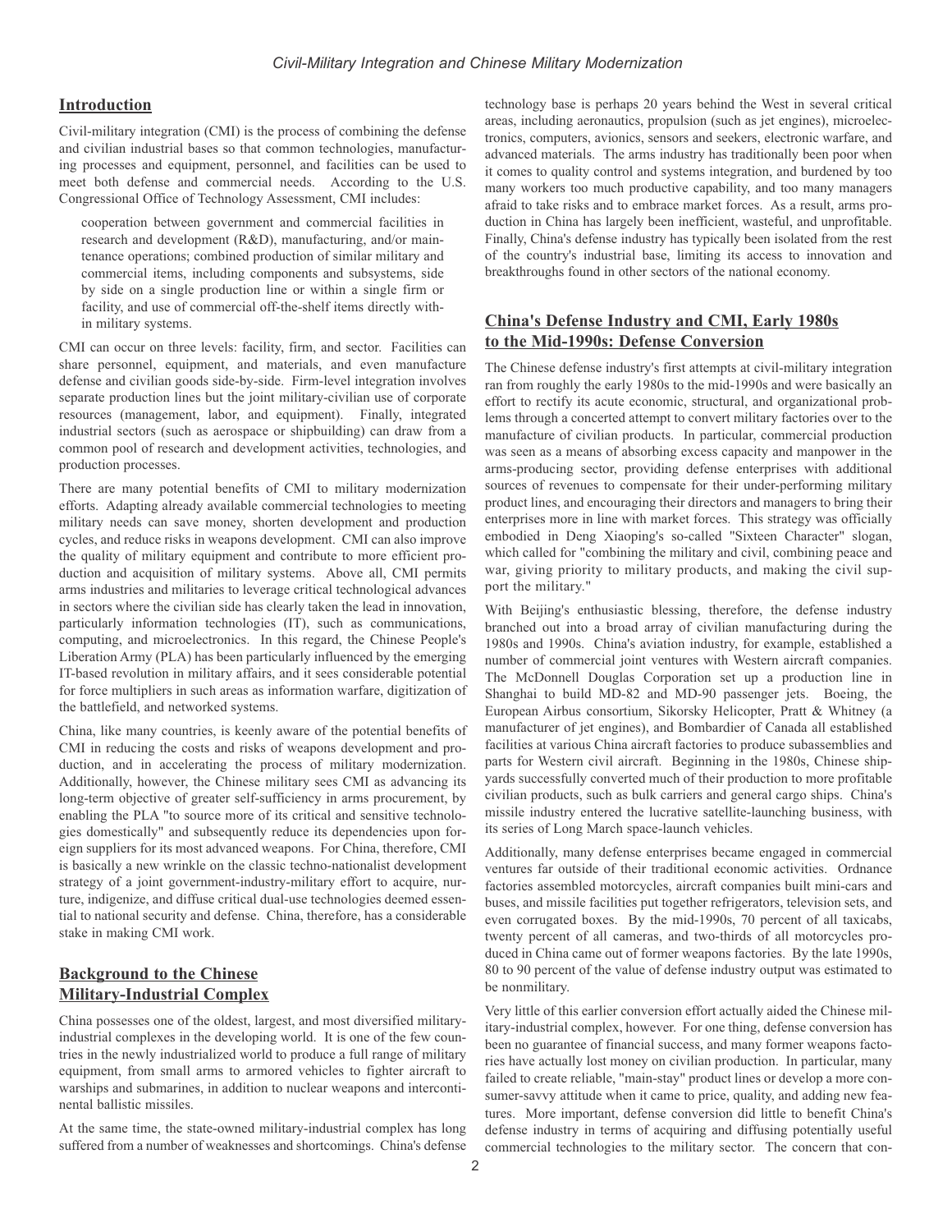## Introduction

Civil-military integration (CMI) is the process of combining the defense and civilian industrial bases so that common technologies, manufacturing processes and equipment, personnel, and facilities can be used to meet both defense and commercial needs. According to the U.S. Congressional Office of Technology Assessment, CMI includes:

> cooperation between government and commercial facilities in research and development (R&D), manufacturing, and/or maintenance operations; combined production of similar military and commercial items, including components and subsystems, side by side on a single production line or within a single firm or facility, and use of commercial off-the-shelf items directly within military systems.

CMI can occur on three levels: facility, firm, and sector. Facilities can share personnel, equipment, and materials, and even manufacture defense and civilian goods side-by-side. Firm-level integration involves separate production lines but the joint military-civilian use of corporate resources (management, labor, and equipment). Finally, integrated industrial sectors (such as aerospace or shipbuilding) can draw from a common pool of research and development activities, technologies, and production processes.

There are many potential benefits of CMI to military modernization efforts. Adapting already available commercial technologies to meeting military needs can save money, shorten development and production cycles, and reduce risks in weapons development. CMI can also improve the quality of military equipment and contribute to more efficient production and acquisition of military systems. Above all, CMI permits arms industries and militaries to leverage critical technological advances in sectors where the civilian side has clearly taken the lead in innovation, particularly information technologies (IT), such as communications, computing, and microelectronics. In this regard, the Chinese People's Liberation Army (PLA) has been particularly influenced by the emerging IT-based revolution in military affairs, and it sees considerable potential for force multipliers in such areas as information warfare, digitization of the battlefield, and networked systems.

China, like many countries, is keenly aware of the potential benefits of CMI in reducing the costs and risks of weapons development and production, and in accelerating the process of military modernization. Additionally, however, the Chinese military sees CMI as advancing its long-term objective of greater self-sufficiency in arms procurement, by enabling the PLA "to source more of its critical and sensitive technologies domestically" and subsequently reduce its dependencies upon foreign suppliers for its most advanced weapons. For China, therefore, CMI is basically a new wrinkle on the classic techno-nationalist development strategy of a joint government-industry-military effort to acquire, nurture, indigenize, and diffuse critical dual-use technologies deemed essential to national security and defense. China, therefore, has a considerable stake in making CMI work.

## Background to the Chinese Military-Industrial Complex

China possesses one of the oldest, largest, and most diversified military-industrial complexes in the developing world. It is one of the few countries in the newly industrialized world to produce a full range of military equipment, from small arms to armored vehicles to fighter aircraft to warships and submarines, in addition to nuclear weapons and intercontinental ballistic missiles.

At the same time, the state-owned military-industrial complex has long suffered from a number of weaknesses and shortcomings. China's defense technology base is perhaps 20 years behind the West in several critical areas, including aeronautics, propulsion (such as jet engines), microelectronics, computers, avionics, sensors and seekers, electronic warfare, and advanced materials. The arms industry has traditionally been poor when it comes to quality control and systems integration, and burdened by too many workers too much productive capability, and too many managers afraid to take risks and to embrace market forces. As a result, arms production in China has largely been inefficient, wasteful, and unprofitable. Finally, China's defense industry has typically been isolated from the rest of the country's industrial base, limiting its access to innovation and breakthroughs found in other sectors of the national economy.

## China's Defense Industry and CMI, Early 1980s to the Mid-1990s: Defense Conversion

The Chinese defense industry's first attempts at civil-military integration ran from roughly the early 1980s to the mid-1990s and were basically an effort to rectify its acute economic, structural, and organizational problems through a concerted attempt to convert military factories over to the manufacture of civilian products. In particular, commercial production was seen as a means of absorbing excess capacity and manpower in the arms-producing sector, providing defense enterprises with additional sources of revenues to compensate for their under-performing military product lines, and encouraging their directors and managers to bring their enterprises more in line with market forces. This strategy was officially embodied in Deng Xiaoping's so-called "Sixteen Character" slogan, which called for "combining the military and civil, combining peace and war, giving priority to military products, and making the civil support the military."

With Beijing's enthusiastic blessing, therefore, the defense industry branched out into a broad array of civilian manufacturing during the 1980s and 1990s. China's aviation industry, for example, established a number of commercial joint ventures with Western aircraft companies. The McDonnell Douglas Corporation set up a production line in Shanghai to build MD-82 and MD-90 passenger jets. Boeing, the European Airbus consortium, Sikorsky Helicopter, Pratt & Whitney (a manufacturer of jet engines), and Bombardier of Canada all established facilities at various China aircraft factories to produce subassemblies and parts for Western civil aircraft. Beginning in the 1980s, Chinese shipyards successfully converted much of their production to more profitable civilian products, such as bulk carriers and general cargo ships. China's missile industry entered the lucrative satellite-launching business, with its series of Long March space-launch vehicles.

Additionally, many defense enterprises became engaged in commercial ventures far outside of their traditional economic activities. Ordnance factories assembled motorcycles, aircraft companies built mini-cars and buses, and missile facilities put together refrigerators, television sets, and even corrugated boxes. By the mid-1990s, 70 percent of all taxicabs, twenty percent of all cameras, and two-thirds of all motorcycles produced in China came out of former weapons factories. By the late 1990s, 80 to 90 percent of the value of defense industry output was estimated to be nonmilitary.

Very little of this earlier conversion effort actually aided the Chinese military-industrial complex, however. For one thing, defense conversion has been no guarantee of financial success, and many former weapons factories have actually lost money on civilian production. In particular, many failed to create reliable, "main-stay" product lines or develop a more consumer-savvy attitude when it came to price, quality, and adding new features. More important, defense conversion did little to benefit China's defense industry in terms of acquiring and diffusing potentially useful commercial technologies to the military sector. The concern that con-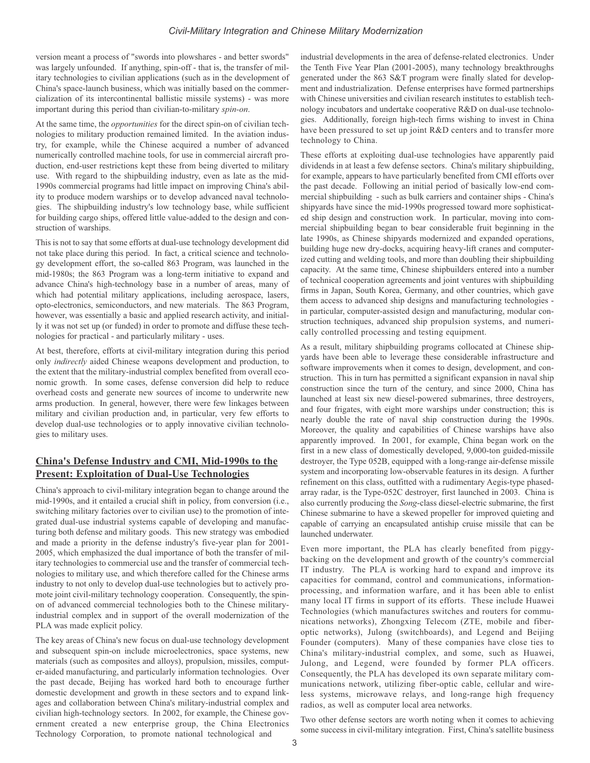version meant a process of "swords into plowshares - and better swords" was largely unfounded. If anything, spin-off - that is, the transfer of military technologies to civilian applications (such as in the development of China's space-launch business, which was initially based on the commercialization of its intercontinental ballistic missile systems) - was more important during this period than civilian-to-military *spin-on*.

At the same time, the *opportunities* for the direct spin-on of civilian technologies to military production remained limited. In the aviation industry, for example, while the Chinese acquired a number of advanced numerically controlled machine tools, for use in commercial aircraft production, end-user restrictions kept these from being diverted to military use. With regard to the shipbuilding industry, even as late as the mid-1990s commercial programs had little impact on improving China's ability to produce modern warships or to develop advanced naval technologies. The shipbuilding industry's low technology base, while sufficient for building cargo ships, offered little value-added to the design and construction of warships.

This is not to say that some efforts at dual-use technology development did not take place during this period. In fact, a critical science and technology development effort, the so-called 863 Program, was launched in the mid-1980s; the 863 Program was a long-term initiative to expand and advance China's high-technology base in a number of areas, many of which had potential military applications, including aerospace, lasers, opto-electronics, semiconductors, and new materials. The 863 Program, however, was essentially a basic and applied research activity, and initially it was not set up (or funded) in order to promote and diffuse these technologies for practical - and particularly military - uses.

At best, therefore, efforts at civil-military integration during this period only *indirectly* aided Chinese weapons development and production, to the extent that the military-industrial complex benefited from overall economic growth. In some cases, defense conversion did help to reduce overhead costs and generate new sources of income to underwrite new arms production. In general, however, there were few linkages between military and civilian production and, in particular, very few efforts to develop dual-use technologies or to apply innovative civilian technologies to military uses.

## China's Defense Industry and CMI, Mid-1990s to the Present: Exploitation of Dual-Use Technologies

China's approach to civil-military integration began to change around the mid-1990s, and it entailed a crucial shift in policy, from conversion (i.e., switching military factories over to civilian use) to the promotion of integrated dual-use industrial systems capable of developing and manufacturing both defense and military goods. This new strategy was embodied and made a priority in the defense industry's five-year plan for 2001-2005, which emphasized the dual importance of both the transfer of military technologies to commercial use and the transfer of commercial technologies to military use, and which therefore called for the Chinese arms industry to not only to develop dual-use technologies but to actively promote joint civil-military technology cooperation. Consequently, the spin-on of advanced commercial technologies both to the Chinese military-industrial complex and in support of the overall modernization of the PLA was made explicit policy.

The key areas of China's new focus on dual-use technology development and subsequent spin-on include microelectronics, space systems, new materials (such as composites and alloys), propulsion, missiles, computer-aided manufacturing, and particularly information technologies. Over the past decade, Beijing has worked hard both to encourage further domestic development and growth in these sectors and to expand linkages and collaboration between China's military-industrial complex and civilian high-technology sectors. In 2002, for example, the Chinese government created a new enterprise group, the China Electronics Technology Corporation, to promote national technological and industrial developments in the area of defense-related electronics. Under the Tenth Five Year Plan (2001-2005), many technology breakthroughs generated under the 863 S&T program were finally slated for development and industrialization. Defense enterprises have formed partnerships with Chinese universities and civilian research institutes to establish technology incubators and undertake cooperative R&D on dual-use technologies. Additionally, foreign high-tech firms wishing to invest in China have been pressured to set up joint R&D centers and to transfer more technology to China.

These efforts at exploiting dual-use technologies have apparently paid dividends in at least a few defense sectors. China's military shipbuilding, for example, appears to have particularly benefited from CMI efforts over the past decade. Following an initial period of basically low-end commercial shipbuilding - such as bulk carriers and container ships - China's shipyards have since the mid-1990s progressed toward more sophisticated ship design and construction work. In particular, moving into commercial shipbuilding began to bear considerable fruit beginning in the late 1990s, as Chinese shipyards modernized and expanded operations, building huge new dry-docks, acquiring heavy-lift cranes and computerized cutting and welding tools, and more than doubling their shipbuilding capacity. At the same time, Chinese shipbuilders entered into a number of technical cooperation agreements and joint ventures with shipbuilding firms in Japan, South Korea, Germany, and other countries, which gave them access to advanced ship designs and manufacturing technologies - in particular, computer-assisted design and manufacturing, modular construction techniques, advanced ship propulsion systems, and numerically controlled processing and testing equipment.

As a result, military shipbuilding programs collocated at Chinese shipyards have been able to leverage these considerable infrastructure and software improvements when it comes to design, development, and construction. This in turn has permitted a significant expansion in naval ship construction since the turn of the century, and since 2000, China has launched at least six new diesel-powered submarines, three destroyers, and four frigates, with eight more warships under construction; this is nearly double the rate of naval ship construction during the 1990s. Moreover, the quality and capabilities of Chinese warships have also apparently improved. In 2001, for example, China began work on the first in a new class of domestically developed, 9,000-ton guided-missile destroyer, the Type 052B, equipped with a long-range air-defense missile system and incorporating low-observable features in its design. A further refinement on this class, outfitted with a rudimentary Aegis-type phased-array radar, is the Type-052C destroyer, first launched in 2003. China is also currently producing the *Song*-class diesel-electric submarine, the first Chinese submarine to have a skewed propeller for improved quieting and capable of carrying an encapsulated antiship cruise missile that can be launched underwater.

Even more important, the PLA has clearly benefited from piggybacking on the development and growth of the country's commercial IT industry. The PLA is working hard to expand and improve its capacities for command, control and communications, information-processing, and information warfare, and it has been able to enlist many local IT firms in support of its efforts. These include Huawei Technologies (which manufactures switches and routers for communications networks), Zhongxing Telecom (ZTE, mobile and fiber-optic networks), Julong (switchboards), and Legend and Beijing Founder (computers). Many of these companies have close ties to China's military-industrial complex, and some, such as Huawei, Julong, and Legend, were founded by former PLA officers. Consequently, the PLA has developed its own separate military communications network, utilizing fiber-optic cable, cellular and wireless systems, microwave relays, and long-range high frequency radios, as well as computer local area networks.

Two other defense sectors are worth noting when it comes to achieving some success in civil-military integration. First, China's satellite business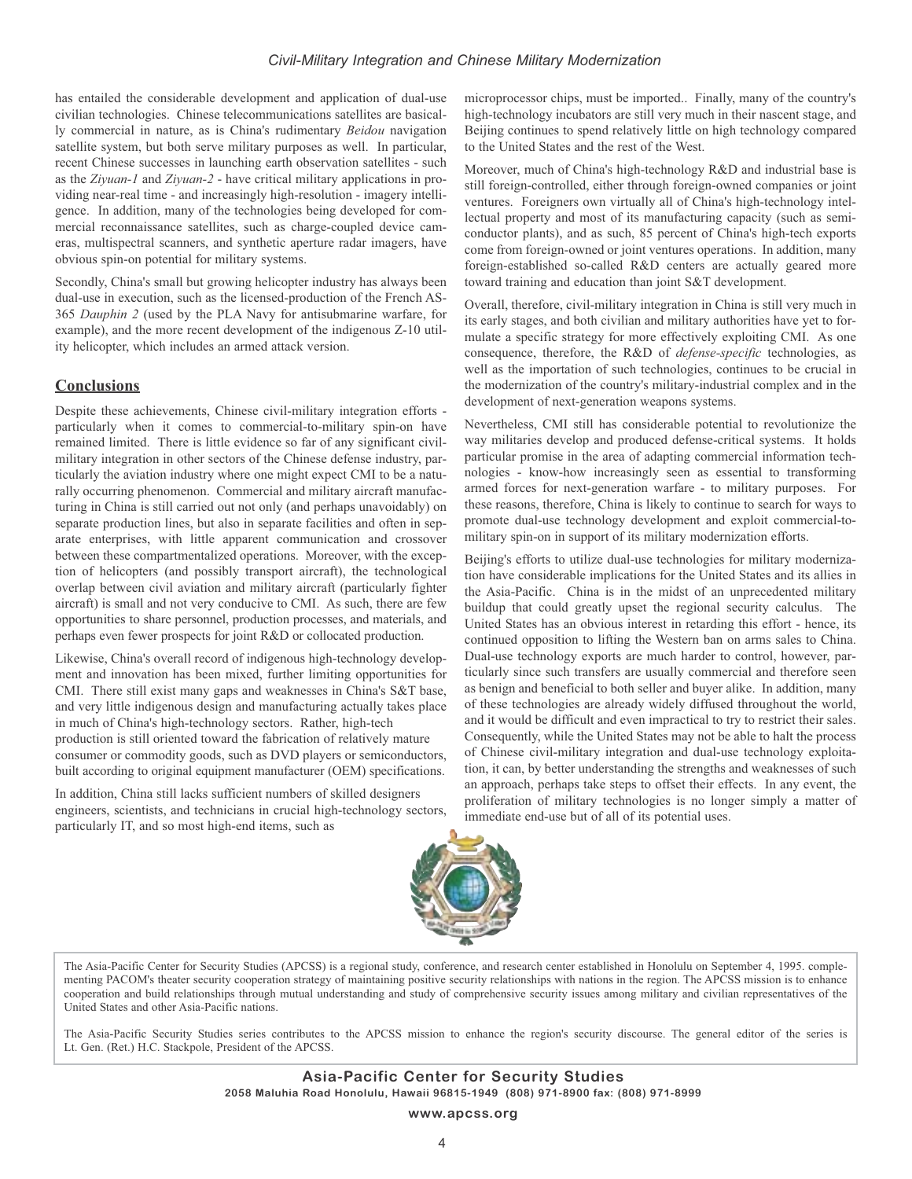has entailed the considerable development and application of dual-use civilian technologies. Chinese telecommunications satellites are basically commercial in nature, as is China's rudimentary *Beidou* navigation satellite system, but both serve military purposes as well. In particular, recent Chinese successes in launching earth observation satellites - such as the *Ziyuan-1* and *Ziyuan-2* - have critical military applications in providing near-real time - and increasingly high-resolution - imagery intelligence. In addition, many of the technologies being developed for commercial reconnaissance satellites, such as charge-coupled device cameras, multispectral scanners, and synthetic aperture radar imagers, have obvious spin-on potential for military systems.

Secondly, China's small but growing helicopter industry has always been dual-use in execution, such as the licensed-production of the French AS-365 *Dauphin 2* (used by the PLA Navy for antisubmarine warfare, for example), and the more recent development of the indigenous Z-10 utility helicopter, which includes an armed attack version.

## Conclusions

Despite these achievements, Chinese civil-military integration efforts - particularly when it comes to commercial-to-military spin-on have remained limited. There is little evidence so far of any significant civil-military integration in other sectors of the Chinese defense industry, particularly the aviation industry where one might expect CMI to be a naturally occurring phenomenon. Civilian and military aircraft manufacturing in China is still carried out not only (and perhaps unavoidably) on separate production lines, but also in separate facilities and often in separate enterprises, with little apparent communication and crossover between these compartmentalized operations. Moreover, with the exception of helicopters (and possibly transport aircraft), the technological overlap between civil aviation and military aircraft (particularly fighter aircraft) is small and not very conducive to CMI. As such, there are few opportunities to share personnel, production processes, and materials, and perhaps even fewer prospects for joint R&D or collocated production.

Likewise, China's overall record of indigenous high-technology development and innovation has been mixed, further limiting opportunities for CMI. There still exist many gaps and weaknesses in China's S&T base, and very little indigenous design and manufacturing actually takes place in much of China's high-technology sectors. Rather, high-tech production is still oriented toward the fabrication of relatively mature consumer or commodity goods, such as DVD players or semiconductors, built according to original equipment manufacturer (OEM) specifications.

In addition, China still lacks sufficient numbers of skilled designers engineers, scientists, and technicians in crucial high-technology sectors, particularly IT, and so most high-end items, such as microprocessor chips, must be imported.. Finally, many of the country's high-technology incubators are still very much in their nascent stage, and Beijing continues to spend relatively little on high technology compared to the United States and the rest of the West.

Moreover, much of China's high-technology R&D and industrial base is still foreign-controlled, either through foreign-owned companies or joint ventures. Foreigners own virtually all of China's high-technology intellectual property and most of its manufacturing capacity (such as semiconductor plants), and as such, 85 percent of China's high-tech exports come from foreign-owned or joint ventures operations. In addition, many foreign-established so-called R&D centers are actually geared more toward training and education than joint S&T development.

Overall, therefore, civil-military integration in China is still very much in its early stages, and both civilian and military authorities have yet to formulate a specific strategy for more effectively exploiting CMI. As one consequence, therefore, the R&D of *defense-specific* technologies, as well as the importation of such technologies, continues to be crucial in the modernization of the country's military-industrial complex and in the development of next-generation weapons systems.

Nevertheless, CMI still has considerable potential to revolutionize the way militaries develop and produced defense-critical systems. It holds particular promise in the area of adapting commercial information technologies - know-how increasingly seen as essential to transforming armed forces for next-generation warfare - to military purposes. For these reasons, therefore, China is likely to continue to search for ways to promote dual-use technology development and exploit commercial-to-military spin-on in support of its military modernization efforts.

Beijing's efforts to utilize dual-use technologies for military modernization have considerable implications for the United States and its allies in the Asia-Pacific. China is in the midst of an unprecedented military buildup that could greatly upset the regional security calculus. The United States has an obvious interest in retarding this effort - hence, its continued opposition to lifting the Western ban on arms sales to China. Dual-use technology exports are much harder to control, however, particularly since such transfers are usually commercial and therefore seen as benign and beneficial to both seller and buyer alike. In addition, many of these technologies are already widely diffused throughout the world, and it would be difficult and even impractical to try to restrict their sales. Consequently, while the United States may not be able to halt the process of Chinese civil-military integration and dual-use technology exploitation, it can, by better understanding the strengths and weaknesses of such an approach, perhaps take steps to offset their effects. In any event, the proliferation of military technologies is no longer simply a matter of immediate end-use but of all of its potential uses.

The Asia-Pacific Center for Security Studies (APCSS) is a regional study, conference, and research center established in Honolulu on September 4, 1995. complementing PACOM's theater security cooperation strategy of maintaining positive security relationships with nations in the region. The APCSS mission is to enhance cooperation and build relationships through mutual understanding and study of comprehensive security issues among military and civilian representatives of the United States and other Asia-Pacific nations.

The Asia-Pacific Security Studies series contributes to the APCSS mission to enhance the region's security discourse. The general editor of the series is Lt. Gen. (Ret.) H.C. Stackpole, President of the APCSS.

**Asia-Pacific Center for Security Studies**
**2058 Maluhia Road Honolulu, Hawaii 96815-1949 (808) 971-8900 fax: (808) 971-8999**

**www.apcss.org**